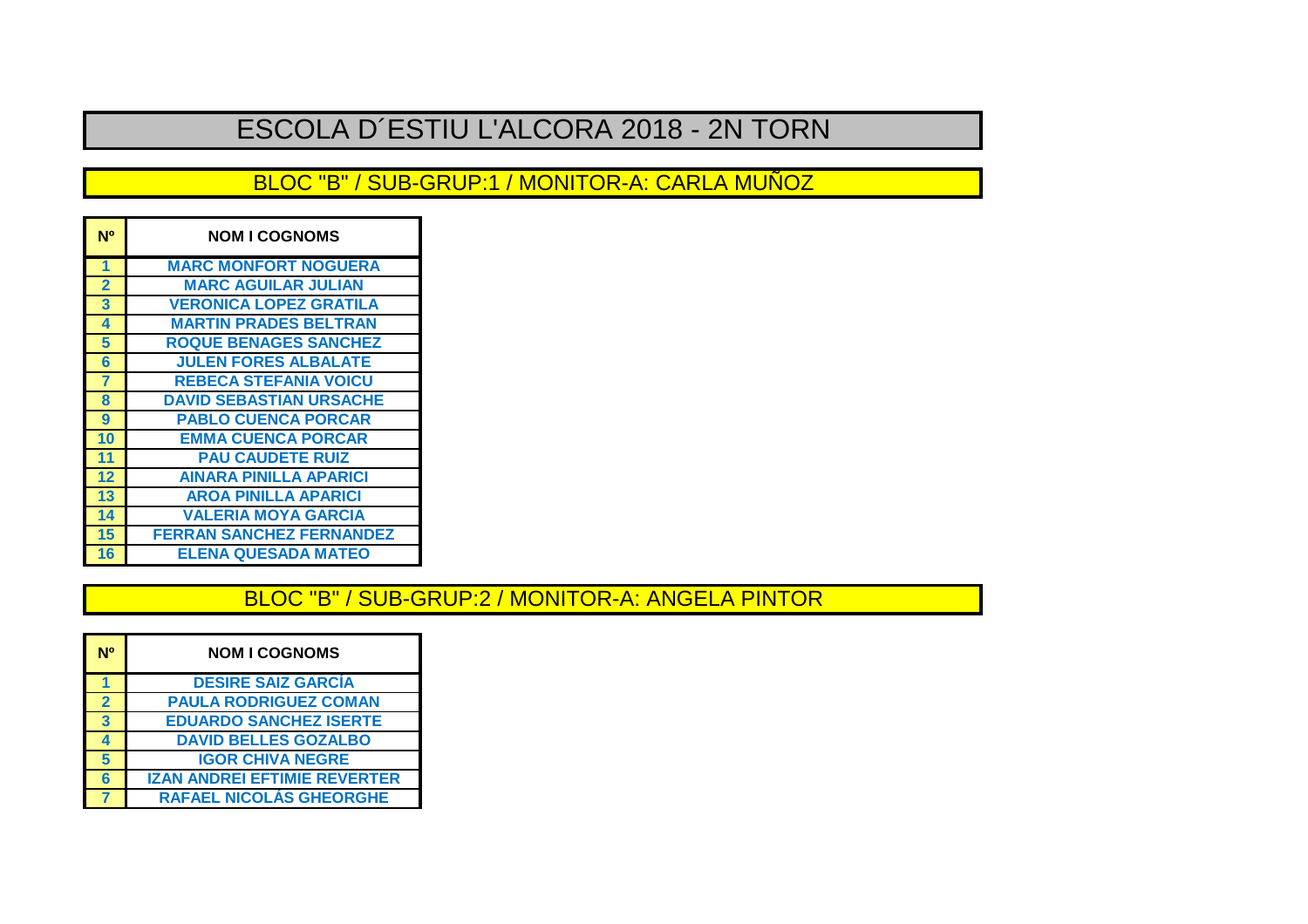# ESCOLA D´ESTIU L'ALCORA 2018 - 2N TORN

## BLOC "B" / SUB-GRUP:1 / MONITOR-A: CARLA MUÑOZ

| Nº | NOM I COGNOMS |
|---|---|
| 1 | MARC MONFORT NOGUERA |
| 2 | MARC AGUILAR JULIAN |
| 3 | VERONICA LOPEZ GRATILA |
| 4 | MARTIN PRADES BELTRAN |
| 5 | ROQUE BENAGES SANCHEZ |
| 6 | JULEN FORES ALBALATE |
| 7 | REBECA STEFANIA VOICU |
| 8 | DAVID SEBASTIAN URSACHE |
| 9 | PABLO CUENCA PORCAR |
| 10 | EMMA CUENCA PORCAR |
| 11 | PAU CAUDETE RUIZ |
| 12 | AINARA PINILLA APARICI |
| 13 | AROA PINILLA APARICI |
| 14 | VALERIA MOYA GARCIA |
| 15 | FERRAN SANCHEZ FERNANDEZ |
| 16 | ELENA QUESADA MATEO |

## BLOC "B" / SUB-GRUP:2 / MONITOR-A: ANGELA PINTOR

| Nº | NOM I COGNOMS |
|---|---|
| 1 | DESIRE SAIZ GARCÍA |
| 2 | PAULA RODRIGUEZ COMAN |
| 3 | EDUARDO SANCHEZ ISERTE |
| 4 | DAVID BELLES GOZALBO |
| 5 | IGOR CHIVA NEGRE |
| 6 | IZAN ANDREI EFTIMIE REVERTER |
| 7 | RAFAEL NICOLÁS GHEORGHE |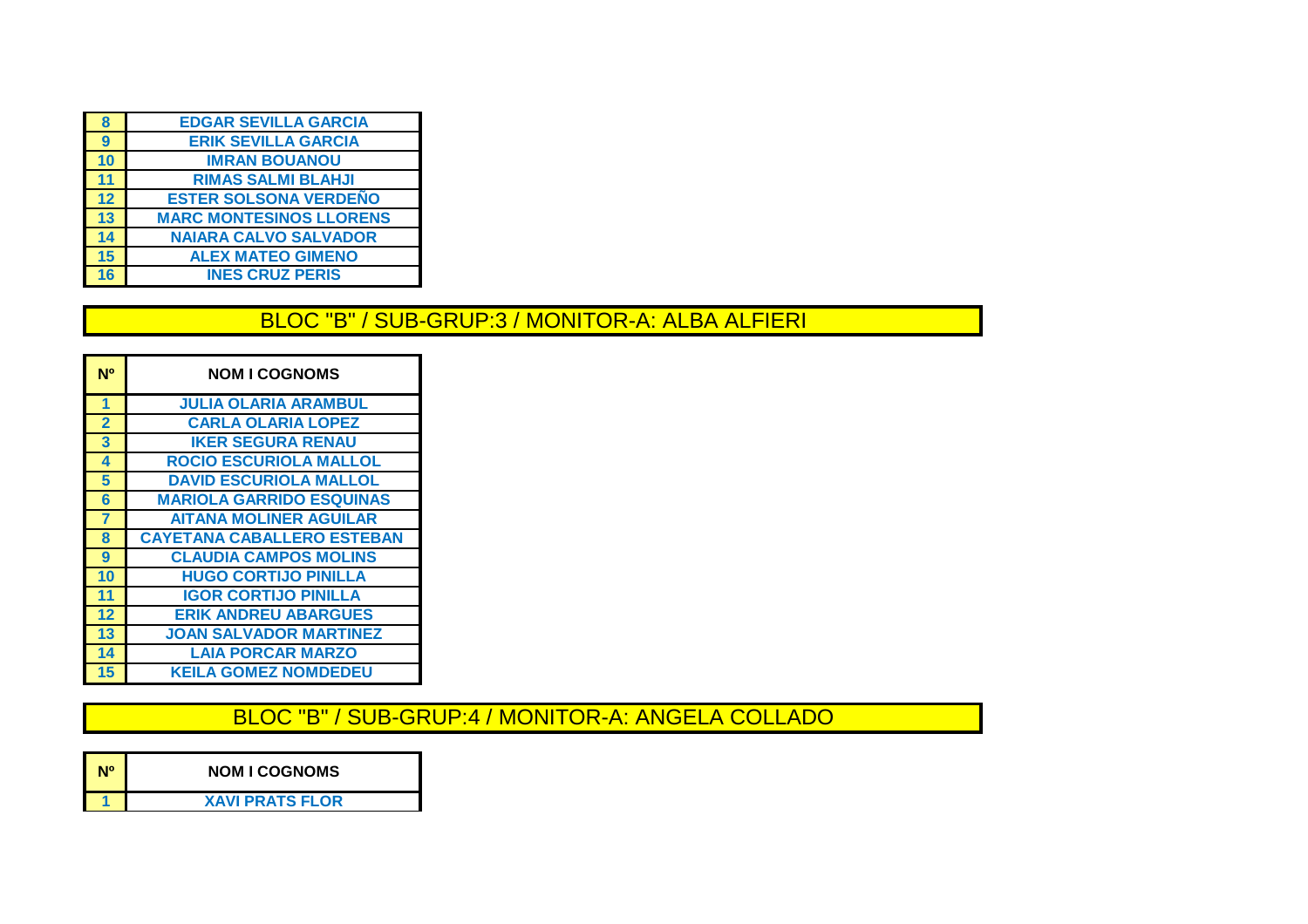| Nº | NOM I COGNOMS |
|---|---|
| 8 | EDGAR SEVILLA GARCIA |
| 9 | ERIK SEVILLA GARCIA |
| 10 | IMRAN BOUANOU |
| 11 | RIMAS SALMI BLAHJI |
| 12 | ESTER SOLSONA VERDEÑO |
| 13 | MARC MONTESINOS LLORENS |
| 14 | NAIARA CALVO SALVADOR |
| 15 | ALEX MATEO GIMENO |
| 16 | INES CRUZ PERIS |

## BLOC "B" / SUB-GRUP:3 / MONITOR-A: ALBA ALFIERI

| Nº | NOM I COGNOMS |
|---|---|
| 1 | JULIA OLARIA ARAMBUL |
| 2 | CARLA OLARIA LOPEZ |
| 3 | IKER SEGURA RENAU |
| 4 | ROCIO ESCURIOLA MALLOL |
| 5 | DAVID ESCURIOLA MALLOL |
| 6 | MARIOLA GARRIDO ESQUINAS |
| 7 | AITANA MOLINER AGUILAR |
| 8 | CAYETANA CABALLERO ESTEBAN |
| 9 | CLAUDIA CAMPOS MOLINS |
| 10 | HUGO CORTIJO PINILLA |
| 11 | IGOR CORTIJO PINILLA |
| 12 | ERIK ANDREU ABARGUES |
| 13 | JOAN SALVADOR MARTINEZ |
| 14 | LAIA PORCAR MARZO |
| 15 | KEILA GOMEZ NOMDEDEU |

## BLOC "B" / SUB-GRUP:4 / MONITOR-A: ANGELA COLLADO

| Nº | NOM I COGNOMS |
|---|---|
| 1 | XAVI PRATS FLOR |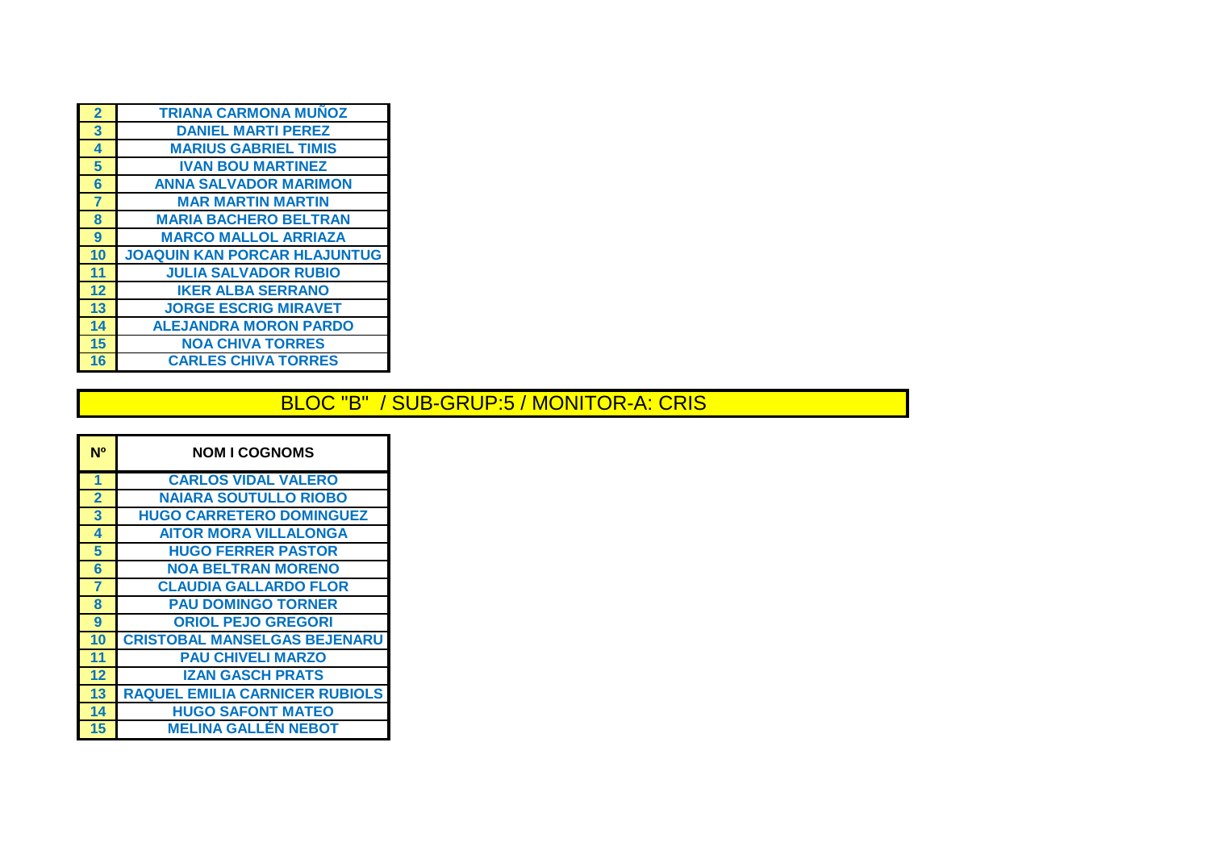| | |
|---|---|
| 2 | TRIANA CARMONA MUÑOZ |
| 3 | DANIEL MARTI PEREZ |
| 4 | MARIUS GABRIEL TIMIS |
| 5 | IVAN BOU MARTINEZ |
| 6 | ANNA SALVADOR MARIMON |
| 7 | MAR MARTIN MARTIN |
| 8 | MARIA BACHERO BELTRAN |
| 9 | MARCO MALLOL ARRIAZA |
| 10 | JOAQUIN KAN PORCAR HLAJUNTUG |
| 11 | JULIA SALVADOR RUBIO |
| 12 | IKER ALBA SERRANO |
| 13 | JORGE ESCRIG MIRAVET |
| 14 | ALEJANDRA MORON PARDO |
| 15 | NOA CHIVA TORRES |
| 16 | CARLES CHIVA TORRES |

## BLOC "B" / SUB-GRUP:5 / MONITOR-A: CRIS

| Nº | NOM I COGNOMS |
|---|---|
| 1 | CARLOS VIDAL VALERO |
| 2 | NAIARA SOUTULLO RIOBO |
| 3 | HUGO CARRETERO DOMINGUEZ |
| 4 | AITOR MORA VILLALONGA |
| 5 | HUGO FERRER PASTOR |
| 6 | NOA BELTRAN MORENO |
| 7 | CLAUDIA GALLARDO FLOR |
| 8 | PAU DOMINGO TORNER |
| 9 | ORIOL PEJO GREGORI |
| 10 | CRISTOBAL MANSELGAS BEJENARU |
| 11 | PAU CHIVELI MARZO |
| 12 | IZAN GASCH PRATS |
| 13 | RAQUEL EMILIA CARNICER RUBIOLS |
| 14 | HUGO SAFONT MATEO |
| 15 | MELINA GALLÉN NEBOT |